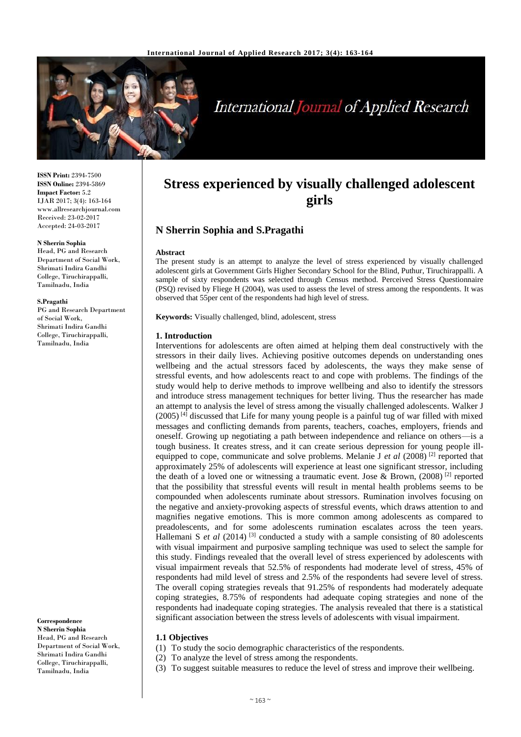# Stress experienced by visually challenged adolescent girls

## N Sherrin Sophia and S.Pragathi

**ISSN Print:** 2394-7500
**ISSN Online:** 2394-5869
**Impact Factor:** 5.2
IJAR 2017; 3(4): 163-164
www.allresearchjournal.com
Received: 23-02-2017
Accepted: 24-03-2017

**N Sherrin Sophia**
Head, PG and Research Department of Social Work, Shrimati Indira Gandhi College, Tiruchirappalli, Tamilnadu, India

**S.Pragathi**
PG and Research Department of Social Work, Shrimati Indira Gandhi College, Tiruchirappalli, Tamilnadu, India

**Correspondence**
**N Sherrin Sophia**
Head, PG and Research Department of Social Work, Shrimati Indira Gandhi College, Tiruchirappalli, Tamilnadu, India

**Abstract**

The present study is an attempt to analyze the level of stress experienced by visually challenged adolescent girls at Government Girls Higher Secondary School for the Blind, Puthur, Tiruchirappalli. A sample of sixty respondents was selected through Census method. Perceived Stress Questionnaire (PSQ) revised by Fliege H (2004), was used to assess the level of stress among the respondents. It was observed that 55per cent of the respondents had high level of stress.

**Keywords:** Visually challenged, blind, adolescent, stress

### 1. Introduction

Interventions for adolescents are often aimed at helping them deal constructively with the stressors in their daily lives. Achieving positive outcomes depends on understanding ones wellbeing and the actual stressors faced by adolescents, the ways they make sense of stressful events, and how adolescents react to and cope with problems. The findings of the study would help to derive methods to improve wellbeing and also to identify the stressors and introduce stress management techniques for better living. Thus the researcher has made an attempt to analysis the level of stress among the visually challenged adolescents. Walker J (2005) [4] discussed that Life for many young people is a painful tug of war filled with mixed messages and conflicting demands from parents, teachers, coaches, employers, friends and oneself. Growing up negotiating a path between independence and reliance on others—is a tough business. It creates stress, and it can create serious depression for young people ill-equipped to cope, communicate and solve problems. Melanie J *et al* (2008) [2] reported that approximately 25% of adolescents will experience at least one significant stressor, including the death of a loved one or witnessing a traumatic event. Jose & Brown, (2008) [2] reported that the possibility that stressful events will result in mental health problems seems to be compounded when adolescents ruminate about stressors. Rumination involves focusing on the negative and anxiety-provoking aspects of stressful events, which draws attention to and magnifies negative emotions. This is more common among adolescents as compared to preadolescents, and for some adolescents rumination escalates across the teen years. Hallemani S *et al* (2014) [3] conducted a study with a sample consisting of 80 adolescents with visual impairment and purposive sampling technique was used to select the sample for this study. Findings revealed that the overall level of stress experienced by adolescents with visual impairment reveals that 52.5% of respondents had moderate level of stress, 45% of respondents had mild level of stress and 2.5% of the respondents had severe level of stress. The overall coping strategies reveals that 91.25% of respondents had moderately adequate coping strategies, 8.75% of respondents had adequate coping strategies and none of the respondents had inadequate coping strategies. The analysis revealed that there is a statistical significant association between the stress levels of adolescents with visual impairment.

#### 1.1 Objectives

(1) To study the socio demographic characteristics of the respondents.
(2) To analyze the level of stress among the respondents.
(3) To suggest suitable measures to reduce the level of stress and improve their wellbeing.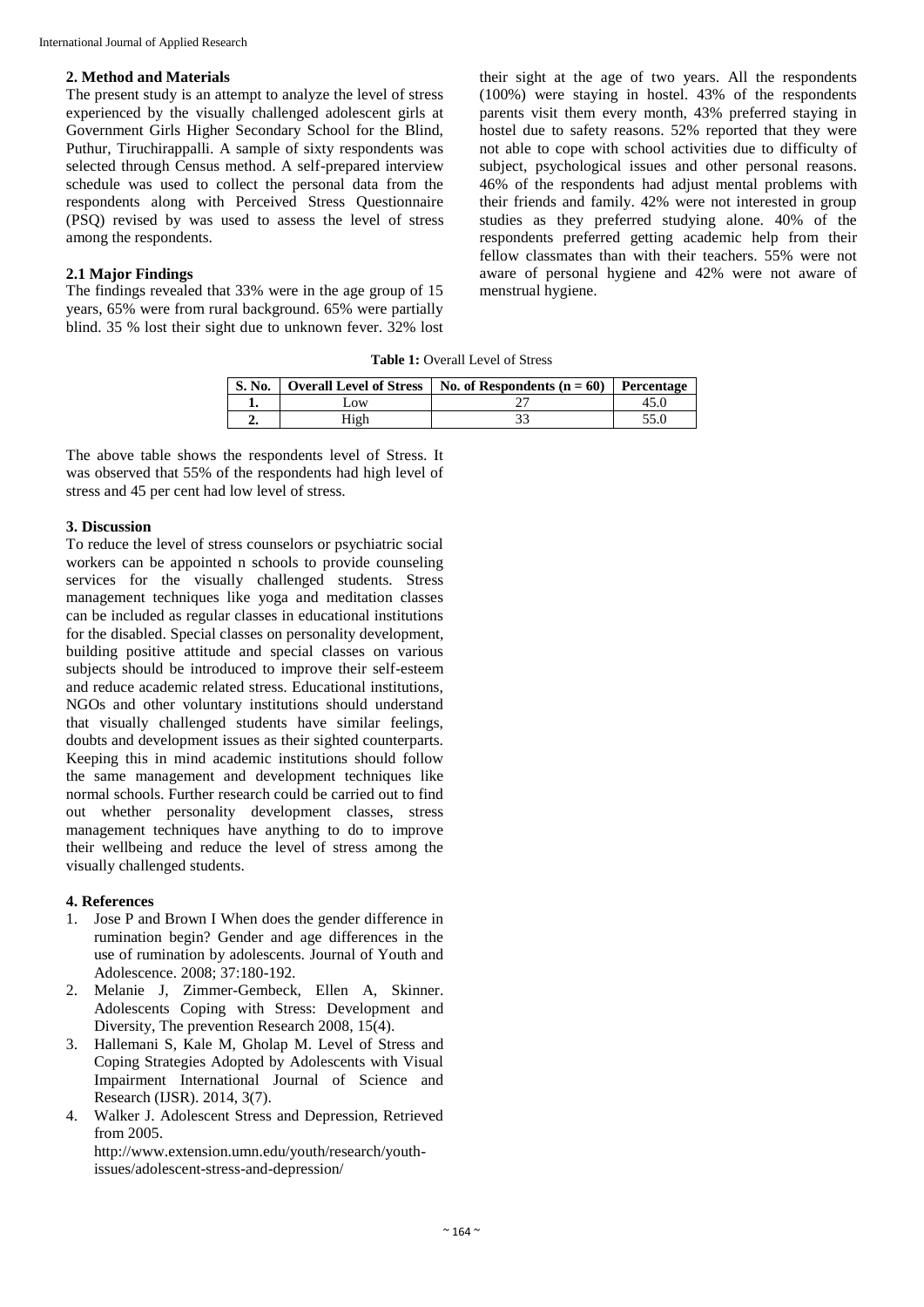## 2. Method and Materials

The present study is an attempt to analyze the level of stress experienced by the visually challenged adolescent girls at Government Girls Higher Secondary School for the Blind, Puthur, Tiruchirappalli. A sample of sixty respondents was selected through Census method. A self-prepared interview schedule was used to collect the personal data from the respondents along with Perceived Stress Questionnaire (PSQ) revised by was used to assess the level of stress among the respondents.

### 2.1 Major Findings

The findings revealed that 33% were in the age group of 15 years, 65% were from rural background. 65% were partially blind. 35 % lost their sight due to unknown fever. 32% lost their sight at the age of two years. All the respondents (100%) were staying in hostel. 43% of the respondents parents visit them every month, 43% preferred staying in hostel due to safety reasons. 52% reported that they were not able to cope with school activities due to difficulty of subject, psychological issues and other personal reasons. 46% of the respondents had adjust mental problems with their friends and family. 42% were not interested in group studies as they preferred studying alone. 40% of the respondents preferred getting academic help from their fellow classmates than with their teachers. 55% were not aware of personal hygiene and 42% were not aware of menstrual hygiene.

**Table 1:** Overall Level of Stress

| S. No. | Overall Level of Stress | No. of Respondents (n = 60) | Percentage |
|---|---|---|---|
| **1.** | Low | 27 | 45.0 |
| **2.** | High | 33 | 55.0 |

The above table shows the respondents level of Stress. It was observed that 55% of the respondents had high level of stress and 45 per cent had low level of stress.

## 3. Discussion

To reduce the level of stress counselors or psychiatric social workers can be appointed n schools to provide counseling services for the visually challenged students. Stress management techniques like yoga and meditation classes can be included as regular classes in educational institutions for the disabled. Special classes on personality development, building positive attitude and special classes on various subjects should be introduced to improve their self-esteem and reduce academic related stress. Educational institutions, NGOs and other voluntary institutions should understand that visually challenged students have similar feelings, doubts and development issues as their sighted counterparts. Keeping this in mind academic institutions should follow the same management and development techniques like normal schools. Further research could be carried out to find out whether personality development classes, stress management techniques have anything to do to improve their wellbeing and reduce the level of stress among the visually challenged students.

## 4. References

1. Jose P and Brown I When does the gender difference in rumination begin? Gender and age differences in the use of rumination by adolescents. Journal of Youth and Adolescence. 2008; 37:180-192.
2. Melanie J, Zimmer-Gembeck, Ellen A, Skinner. Adolescents Coping with Stress: Development and Diversity, The prevention Research 2008, 15(4).
3. Hallemani S, Kale M, Gholap M. Level of Stress and Coping Strategies Adopted by Adolescents with Visual Impairment International Journal of Science and Research (IJSR). 2014, 3(7).
4. Walker J. Adolescent Stress and Depression, Retrieved from 2005. http://www.extension.umn.edu/youth/research/youth-issues/adolescent-stress-and-depression/